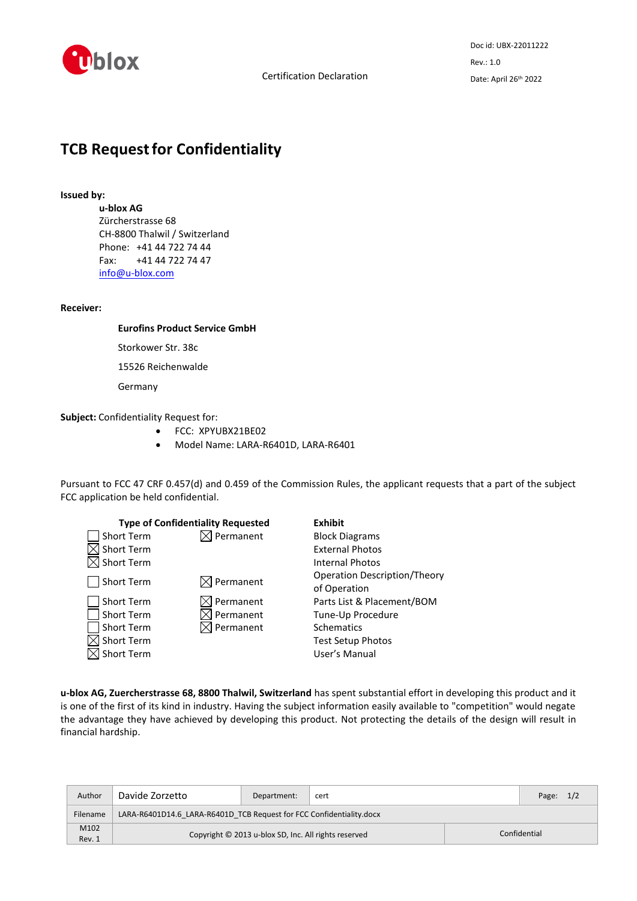Certification Declaration

Doc id: UBX-22011222

Rev.: 1.0

Date: April 26th 2022

# TCB Request for Confidentiality

**Issued by:**

**u-blox AG**
Zürcherstrasse 68
CH-8800 Thalwil / Switzerland
Phone: +41 44 722 74 44
Fax: +41 44 722 74 47
info@u-blox.com

**Receiver:**

**Eurofins Product Service GmbH**

Storkower Str. 38c

15526 Reichenwalde

Germany

**Subject:** Confidentiality Request for:

- FCC: XPYUBX21BE02
- Model Name: LARA-R6401D, LARA-R6401

Pursuant to FCC 47 CRF 0.457(d) and 0.459 of the Commission Rules, the applicant requests that a part of the subject FCC application be held confidential.

| Type of Confidentiality Requested | | Exhibit |
|---|---|---|
| ☐ Short Term | ☒ Permanent | Block Diagrams |
| ☒ Short Term | | External Photos |
| ☒ Short Term | | Internal Photos |
| ☐ Short Term | ☒ Permanent | Operation Description/Theory of Operation |
| ☐ Short Term | ☒ Permanent | Parts List & Placement/BOM |
| ☐ Short Term | ☒ Permanent | Tune-Up Procedure |
| ☐ Short Term | ☒ Permanent | Schematics |
| ☒ Short Term | | Test Setup Photos |
| ☒ Short Term | | User's Manual |

**u-blox AG, Zuercherstrasse 68, 8800 Thalwil, Switzerland** has spent substantial effort in developing this product and it is one of the first of its kind in industry. Having the subject information easily available to "competition" would negate the advantage they have achieved by developing this product. Not protecting the details of the design will result in financial hardship.

| Author | Davide Zorzetto | Department: | cert | Page: 1/2 |
|---|---|---|---|---|
| Filename | LARA-R6401D14.6_LARA-R6401D_TCB Request for FCC Confidentiality.docx | | | |
| M102 Rev. 1 | Copyright © 2013 u-blox SD, Inc. All rights reserved | | | Confidential |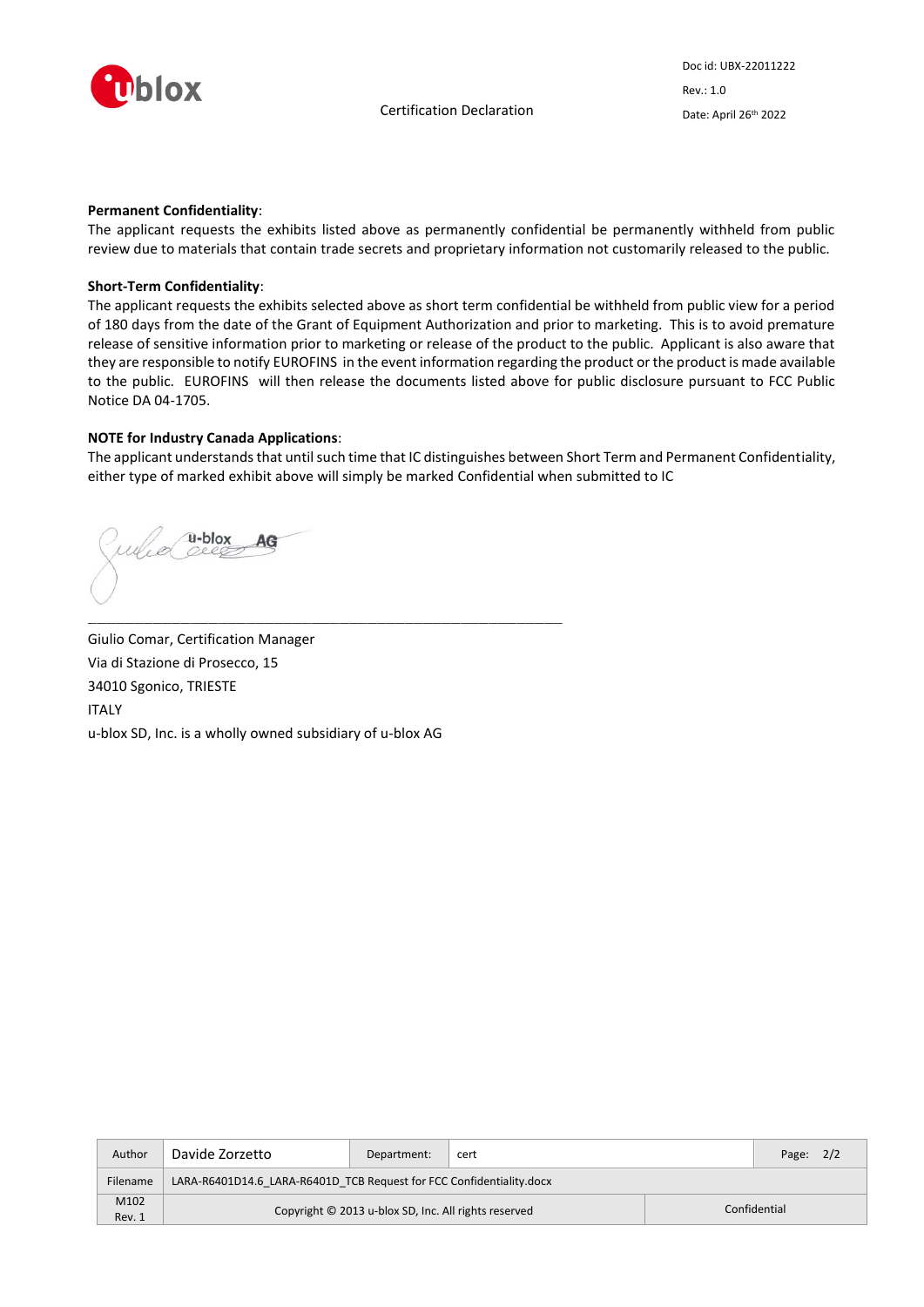**Permanent Confidentiality**:
The applicant requests the exhibits listed above as permanently confidential be permanently withheld from public review due to materials that contain trade secrets and proprietary information not customarily released to the public.

**Short-Term Confidentiality**:
The applicant requests the exhibits selected above as short term confidential be withheld from public view for a period of 180 days from the date of the Grant of Equipment Authorization and prior to marketing. This is to avoid premature release of sensitive information prior to marketing or release of the product to the public. Applicant is also aware that they are responsible to notify EUROFINS in the event information regarding the product or the product is made available to the public. EUROFINS will then release the documents listed above for public disclosure pursuant to FCC Public Notice DA 04-1705.

**NOTE for Industry Canada Applications**:
The applicant understands that until such time that IC distinguishes between Short Term and Permanent Confidentiality, either type of marked exhibit above will simply be marked Confidential when submitted to IC

u-blox AG

\_\_\_\_\_\_\_\_\_\_\_\_\_\_\_\_\_\_\_\_\_\_\_\_\_\_\_\_\_\_\_\_\_\_\_\_\_\_\_\_\_\_\_\_\_\_\_\_\_\_\_\_\_\_

Giulio Comar, Certification Manager
Via di Stazione di Prosecco, 15
34010 Sgonico, TRIESTE
ITALY
u-blox SD, Inc. is a wholly owned subsidiary of u-blox AG